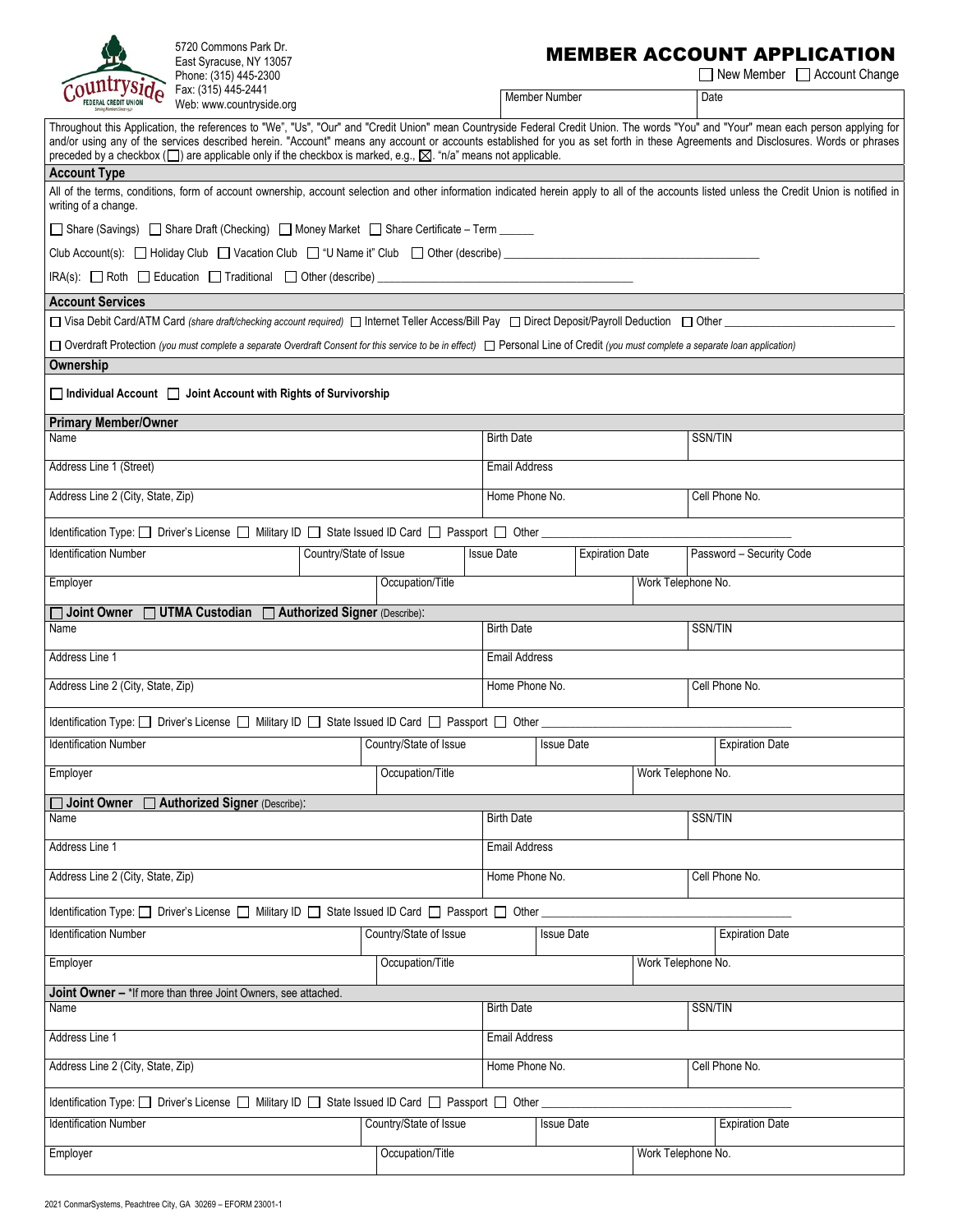5720 Commons Park Dr.
East Syracuse, NY 13057
Phone: (315) 445-2300
Fax: (315) 445-2441
Web: www.countryside.org

# MEMBER ACCOUNT APPLICATION

☐ New Member ☐ Account Change

| Member Number | Date |
|---|---|
| | |

Throughout this Application, the references to "We", "Us", "Our" and "Credit Union" mean Countryside Federal Credit Union. The words "You" and "Your" mean each person applying for and/or using any of the services described herein. "Account" means any account or accounts established for you as set forth in these Agreements and Disclosures. Words or phrases preceded by a checkbox (☐) are applicable only if the checkbox is marked, e.g., ☒. "n/a" means not applicable.

## Account Type

All of the terms, conditions, form of account ownership, account selection and other information indicated herein apply to all of the accounts listed unless the Credit Union is notified in writing of a change.

☐ Share (Savings) ☐ Share Draft (Checking) ☐ Money Market ☐ Share Certificate – Term ______

Club Account(s): ☐ Holiday Club ☐ Vacation Club ☐ "U Name it" Club ☐ Other (describe) ____________________

IRA(s): ☐ Roth ☐ Education ☐ Traditional ☐ Other (describe) ____________________

## Account Services

☐ Visa Debit Card/ATM Card *(share draft/checking account required)* ☐ Internet Teller Access/Bill Pay ☐ Direct Deposit/Payroll Deduction ☐ Other ____________

☐ Overdraft Protection *(you must complete a separate Overdraft Consent for this service to be in effect)* ☐ Personal Line of Credit *(you must complete a separate loan application)*

## Ownership

☐ **Individual Account** ☐ **Joint Account with Rights of Survivorship**

## Primary Member/Owner

| | | | | |
|---|---|---|---|---|
| Name | | Birth Date | | SSN/TIN |
| Address Line 1 (Street) | | Email Address | | |
| Address Line 2 (City, State, Zip) | | Home Phone No. | | Cell Phone No. |
| Identification Type: ☐ Driver's License ☐ Military ID ☐ State Issued ID Card ☐ Passport ☐ Other ____ | | | | |
| Identification Number | Country/State of Issue | Issue Date | Expiration Date | Password – Security Code |
| Employer | Occupation/Title | | Work Telephone No. | |

## ☐ Joint Owner ☐ UTMA Custodian ☐ Authorized Signer (Describe):

| | | | | |
|---|---|---|---|---|
| Name | | Birth Date | | SSN/TIN |
| Address Line 1 | | Email Address | | |
| Address Line 2 (City, State, Zip) | | Home Phone No. | | Cell Phone No. |
| Identification Type: ☐ Driver's License ☐ Military ID ☐ State Issued ID Card ☐ Passport ☐ Other ____ | | | | |
| Identification Number | Country/State of Issue | Issue Date | | Expiration Date |
| Employer | Occupation/Title | | Work Telephone No. | |

## ☐ Joint Owner ☐ Authorized Signer (Describe):

| | | | | |
|---|---|---|---|---|
| Name | | Birth Date | | SSN/TIN |
| Address Line 1 | | Email Address | | |
| Address Line 2 (City, State, Zip) | | Home Phone No. | | Cell Phone No. |
| Identification Type: ☐ Driver's License ☐ Military ID ☐ State Issued ID Card ☐ Passport ☐ Other ____ | | | | |
| Identification Number | Country/State of Issue | Issue Date | | Expiration Date |
| Employer | Occupation/Title | | Work Telephone No. | |

## Joint Owner – *If more than three Joint Owners, see attached.

| | | | | |
|---|---|---|---|---|
| Name | | Birth Date | | SSN/TIN |
| Address Line 1 | | Email Address | | |
| Address Line 2 (City, State, Zip) | | Home Phone No. | | Cell Phone No. |
| Identification Type: ☐ Driver's License ☐ Military ID ☐ State Issued ID Card ☐ Passport ☐ Other ____ | | | | |
| Identification Number | Country/State of Issue | Issue Date | | Expiration Date |
| Employer | Occupation/Title | | Work Telephone No. | |

2021 ConmarSystems, Peachtree City, GA 30269 – EFORM 23001-1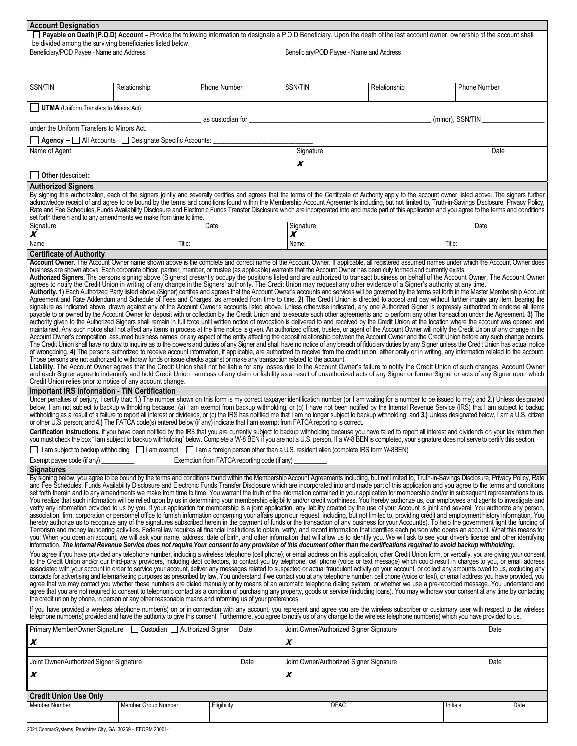## Account Designation

☐ **Payable on Death (P.O.D) Account –** Provide the following information to designate a P.O.D Beneficiary. Upon the death of the last account owner, ownership of the account shall be divided among the surviving beneficiaries listed below.

| Beneficiary/POD Payee - Name and Address | | | Beneficiary/POD Payee - Name and Address | | |
|---|---|---|---|---|---|
| SSN/TIN | Relationship | Phone Number | SSN/TIN | Relationship | Phone Number |

☐ **UTMA** (Uniform Transfers to Minors Act)

_______________ as custodian for _______________ (minor), SSN/TIN _______________ under the Uniform Transfers to Minors Act.

☐ **Agency –** ☐ All Accounts ☐ Designate Specific Accounts: _______________

| Name of Agent | Signature | Date |
|---|---|---|
| | *x* | |

☐ **Other** (describe)**:**

## Authorized Signers

By signing this authorization, each of the signers jointly and severally certifies and agrees that the terms of the Certificate of Authority apply to the account owner listed above. The signers further acknowledge receipt of and agree to be bound by the terms and conditions found within the Membership Account Agreements including, but not limited to, Truth-in-Savings Disclosure, Privacy Policy, Rate and Fee Schedules, Funds Availability Disclosure and Electronic Funds Transfer Disclosure which are incorporated into and made part of this application and you agree to the terms and conditions set forth therein and to any amendments we make from time to time.

| Signature | | Date | Signature | | Date |
|---|---|---|---|---|---|
| *x* | | | *x* | | |
| Name: | Title: | | Name: | Title: | |

## Certificate of Authority

**Account Owner.** The Account Owner name shown above is the complete and correct name of the Account Owner. If applicable, all registered assumed names under which the Account Owner does business are shown above. Each corporate officer, partner, member, or trustee (as applicable) warrants that the Account Owner has been duly formed and currently exists.

**Authorized Signers.** The persons signing above (Signers) presently occupy the positions listed and are authorized to transact business on behalf of the Account Owner. The Account Owner agrees to notify the Credit Union in writing of any change in the Signers' authority. The Credit Union may request any other evidence of a Signer's authority at any time.

**Authority. 1)** Each Authorized Party listed above (Signer) certifies and agrees that the Account Owner's accounts and services will be governed by the terms set forth in the Master Membership Account Agreement and Rate Addendum and Schedule of Fees and Charges, as amended from time to time. **2)** The Credit Union is directed to accept and pay without further inquiry any item, bearing the signature as indicated above, drawn against any of the Account Owner's accounts listed above. Unless otherwise indicated, any one Authorized Signer is expressly authorized to endorse all items payable to or owned by the Account Owner for deposit with or collection by the Credit Union and to execute such other agreements and to perform any other transaction under the Agreement. **3)** The authority given to the Authorized Signers shall remain in full force until written notice of revocation is delivered to and received by the Credit Union at the location where the account was opened and maintained. Any such notice shall not affect any items in process at the time notice is given. An authorized officer, trustee, or agent of the Account Owner will notify the Credit Union of any change in the Account Owner's composition, assumed business names, or any aspect of the entity affecting the deposit relationship between the Account Owner and the Credit Union before any such change occurs. The Credit Union shall have no duty to inquire as to the powers and duties of any Signer and shall have no notice of any breach of fiduciary duties by any Signer unless the Credit Union has actual notice of wrongdoing. **4)** The persons authorized to receive account information, if applicable, are authorized to receive from the credit union, either orally or in writing, any information related to the account. Those persons are not authorized to withdraw funds or issue checks against or make any transaction related to the account.

**Liability.** The Account Owner agrees that the Credit Union shall not be liable for any losses due to the Account Owner's failure to notify the Credit Union of such changes. Account Owner and each Signer agree to indemnify and hold Credit Union harmless of any claim or liability as a result of unauthorized acts of any Signer or former Signer or acts of any Signer upon which Credit Union relies prior to notice of any account change.

## Important IRS Information - TIN Certification

Under penalties of perjury, I certify that: **1.)** The number shown on this form is my correct taxpayer identification number (or I am waiting for a number to be issued to me); and **2.)** Unless designated below, I am not subject to backup withholding because: (a) I am exempt from backup withholding, or (b) I have not been notified by the Internal Revenue Service (IRS) that I am subject to backup withholding as a result of a failure to report all interest or dividends, or (c) the IRS has notified me that I am no longer subject to backup withholding; and **3.)** Unless designated below, I am a U.S. citizen or other U.S. person; and **4.)** The FATCA code(s) entered below (if any) indicate that I am exempt from FATCA reporting is correct.

**Certification instructions.** If you have been notified by the IRS that you are currently subject to backup withholding because you have failed to report all interest and dividends on your tax return then you must check the box "I am subject to backup withholding" below. Complete a W-8 BEN if you are not a U.S. person. If a W-8 BEN is completed, your signature does not serve to certify this section.

☐ I am subject to backup withholding ☐ I am exempt ☐ I am a foreign person other than a U.S. resident alien (complete IRS form W-8BEN)

Exempt payee code (if any) __________ Exemption from FATCA reporting code (if any) __________

## Signatures

By signing below, you agree to be bound by the terms and conditions found within the Membership Account Agreements including, but not limited to, Truth-in-Savings Disclosure, Privacy Policy, Rate and Fee Schedules, Funds Availability Disclosure and Electronic Funds Transfer Disclosure which are incorporated into and made part of this application and you agree to the terms and conditions set forth therein and to any amendments we make from time to time. You warrant the truth of the information contained in your application for membership and/or in subsequent representations to us. You realize that such information will be relied upon by us in determining your membership eligibility and/or credit worthiness. You hereby authorize us, our employees and agents to investigate and verify any information provided to us by you. If your application for membership is a joint application, any liability created by the use of your Account is joint and several. You authorize any person, association, firm, corporation or personnel office to furnish information concerning your affairs upon our request, including, but not limited to, providing credit and employment history information. You hereby authorize us to recognize any of the signatures subscribed herein in the payment of funds or the transaction of any business for your Account(s). To help the government fight the funding of Terrorism and money laundering activities, Federal law requires all financial institutions to obtain, verify, and record information that identifies each person who opens an account. What this means for you: When you open an account, we will ask your name, address, date of birth, and other information that will allow us to identify you. We will ask to see your driver's license and other identifying information. ***The Internal Revenue Service does not require Your consent to any provision of this document other than the certifications required to avoid backup withholding.***

You agree if you have provided any telephone number, including a wireless telephone (cell phone), or email address on this application, other Credit Union form, or verbally, you are giving your consent to the Credit Union and/or our third-party providers, including debt collectors, to contact you by telephone, cell phone (voice or text message) which could result in charges to you, or email address associated with your account in order to service your account, deliver any messages related to suspected or actual fraudulent activity on your account, or collect any amounts owed to us, excluding any contacts for advertising and telemarketing purposes as prescribed by law. You understand if we contact you at any telephone number, cell phone (voice or text), or email address you have provided, you agree that we may contact you whether these numbers are dialed manually or by means of an automatic telephone dialing system, or whether we use a pre-recorded message. You understand and agree that you are not required to consent to telephonic contact as a condition of purchasing any property, goods or service (including loans). You may withdraw your consent at any time by contacting the credit union by phone, in person or any other reasonable means and informing us of your preferences.

If you have provided a wireless telephone number(s) on or in connection with any account, you represent and agree you are the wireless subscriber or customary user with respect to the wireless telephone number(s) provided and have the authority to give this consent. Furthermore, you agree to notify us of any change to the wireless telephone number(s) which you have provided to us.

| Primary Member/Owner Signature ☐ Custodian ☐ Authorized Signer | Date | Joint Owner/Authorized Signer Signature | Date |
|---|---|---|---|
| *x* | | *x* | |
| **Joint Owner/Authorized Signer Signature** | **Date** | **Joint Owner/Authorized Signer Signature** | **Date** |
| *x* | | *x* | |

## Credit Union Use Only

| Member Number | Member Group Number | Eligibility | OFAC | Initials | Date |
|---|---|---|---|---|---|
| | | | | | |

2021 ConmarSystems, Peachtree City, GA 30269 – EFORM 23001-1